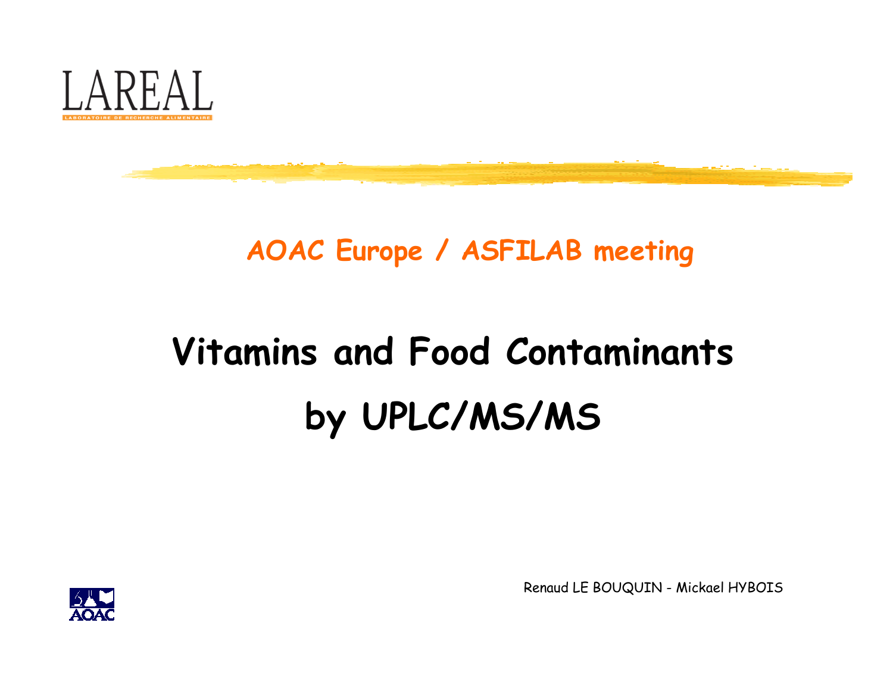LAREAL

LABORATOIRE DE RECHERCHE ALIMENTAIRE

AOAC Europe / ASFILAB meeting

# Vitamins and Food Contaminants by UPLC/MS/MS

Renaud LE BOUQUIN - Mickael HYBOIS

AOAC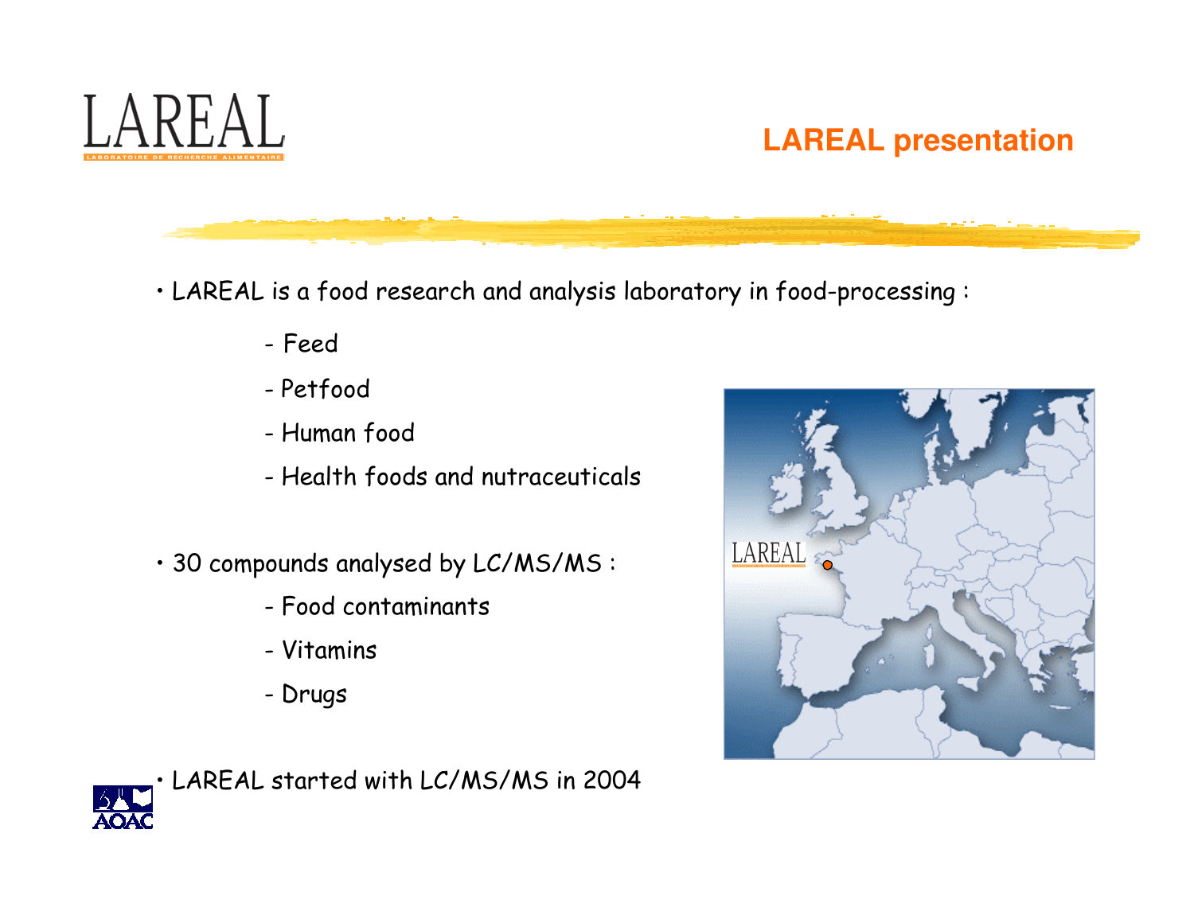# LAREAL presentation

- LAREAL is a food research and analysis laboratory in food-processing :
  - Feed
  - Petfood
  - Human food
  - Health foods and nutraceuticals

- 30 compounds analysed by LC/MS/MS :
  - Food contaminants
  - Vitamins
  - Drugs

- LAREAL started with LC/MS/MS in 2004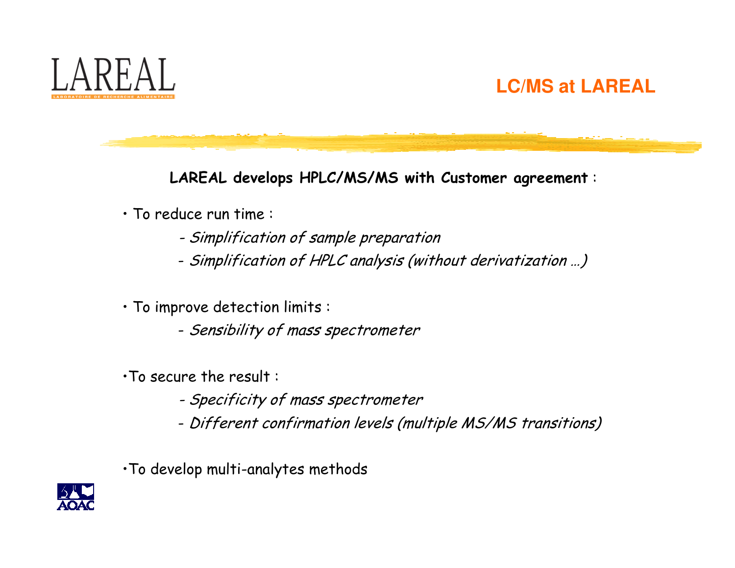# LC/MS at LAREAL

**LAREAL develops HPLC/MS/MS with Customer agreement** :

- To reduce run time :
  - *Simplification of sample preparation*
  - *Simplification of HPLC analysis (without derivatization …)*

- To improve detection limits :
  - *Sensibility of mass spectrometer*

- To secure the result :
  - *Specificity of mass spectrometer*
  - *Different confirmation levels (multiple MS/MS transitions)*

- To develop multi-analytes methods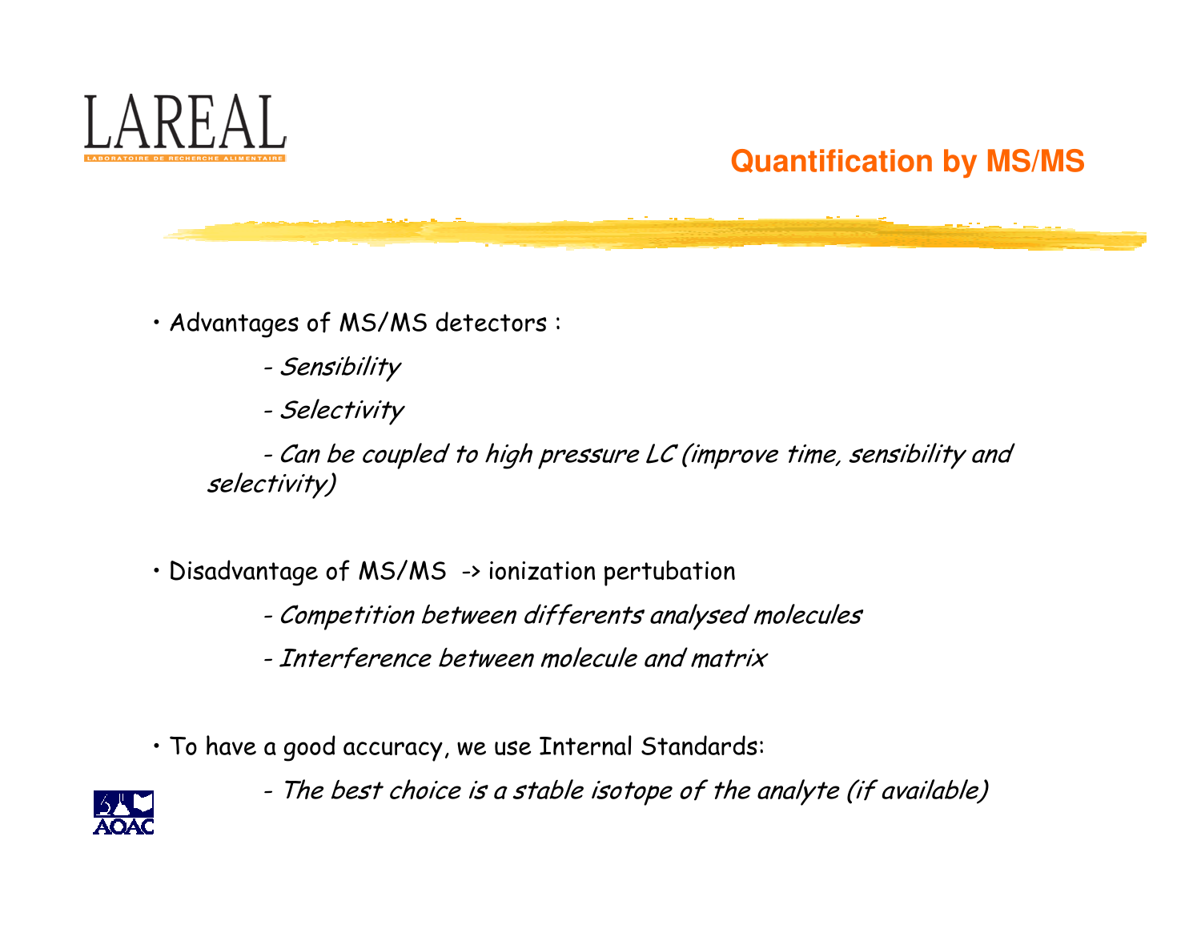## Quantification by MS/MS

- Advantages of MS/MS detectors :
  - *Sensibility*
  - *Selectivity*
  - *Can be coupled to high pressure LC (improve time, sensibility and selectivity)*

- Disadvantage of MS/MS -> ionization pertubation
  - *Competition between differents analysed molecules*
  - *Interference between molecule and matrix*

- To have a good accuracy, we use Internal Standards:
  - *The best choice is a stable isotope of the analyte (if available)*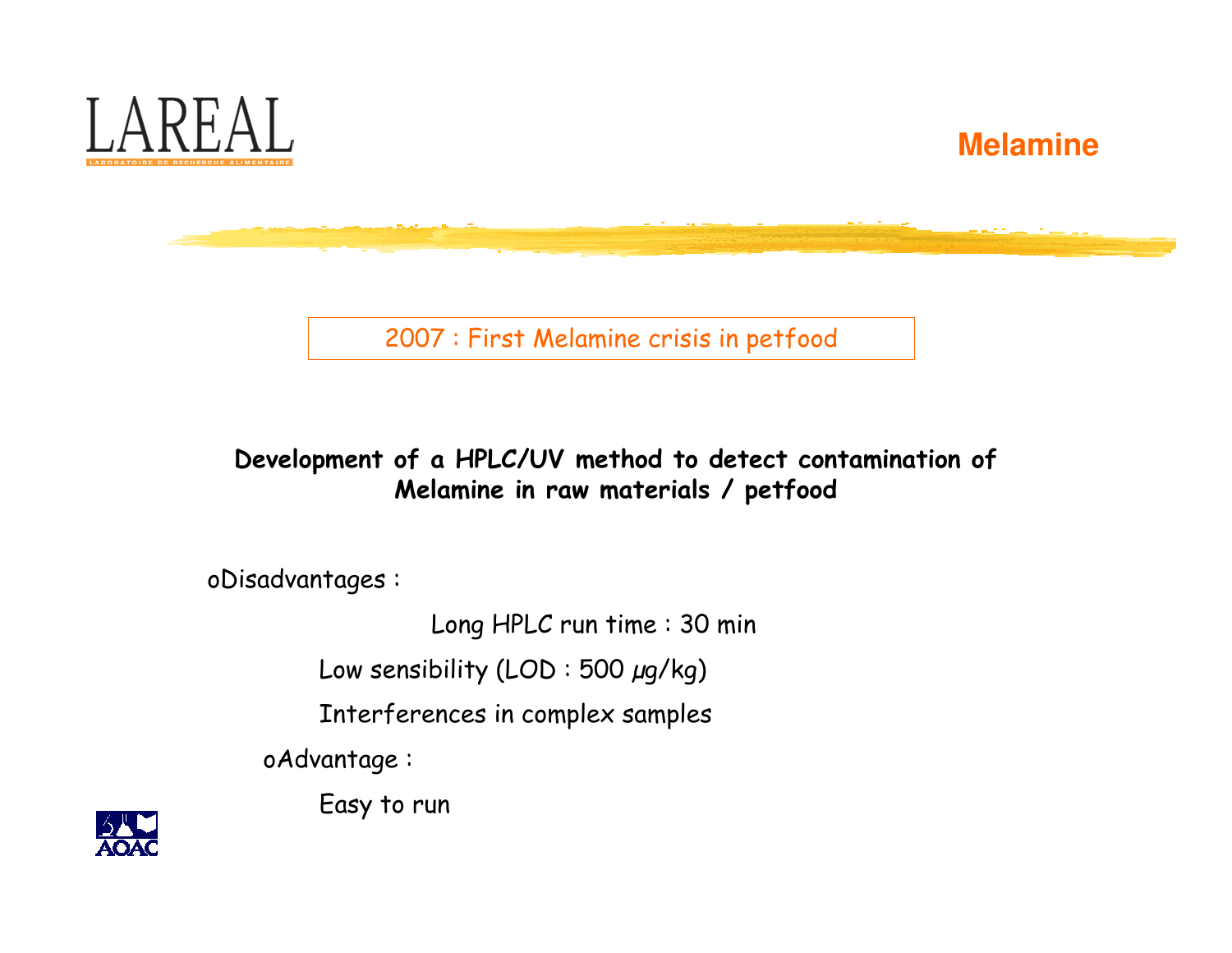# Melamine

2007 : First Melamine crisis in petfood

**Development of a HPLC/UV method to detect contamination of Melamine in raw materials / petfood**

- Disadvantages :
  - Long HPLC run time : 30 min
  - Low sensibility (LOD : 500 µg/kg)
  - Interferences in complex samples
- Advantage :
  - Easy to run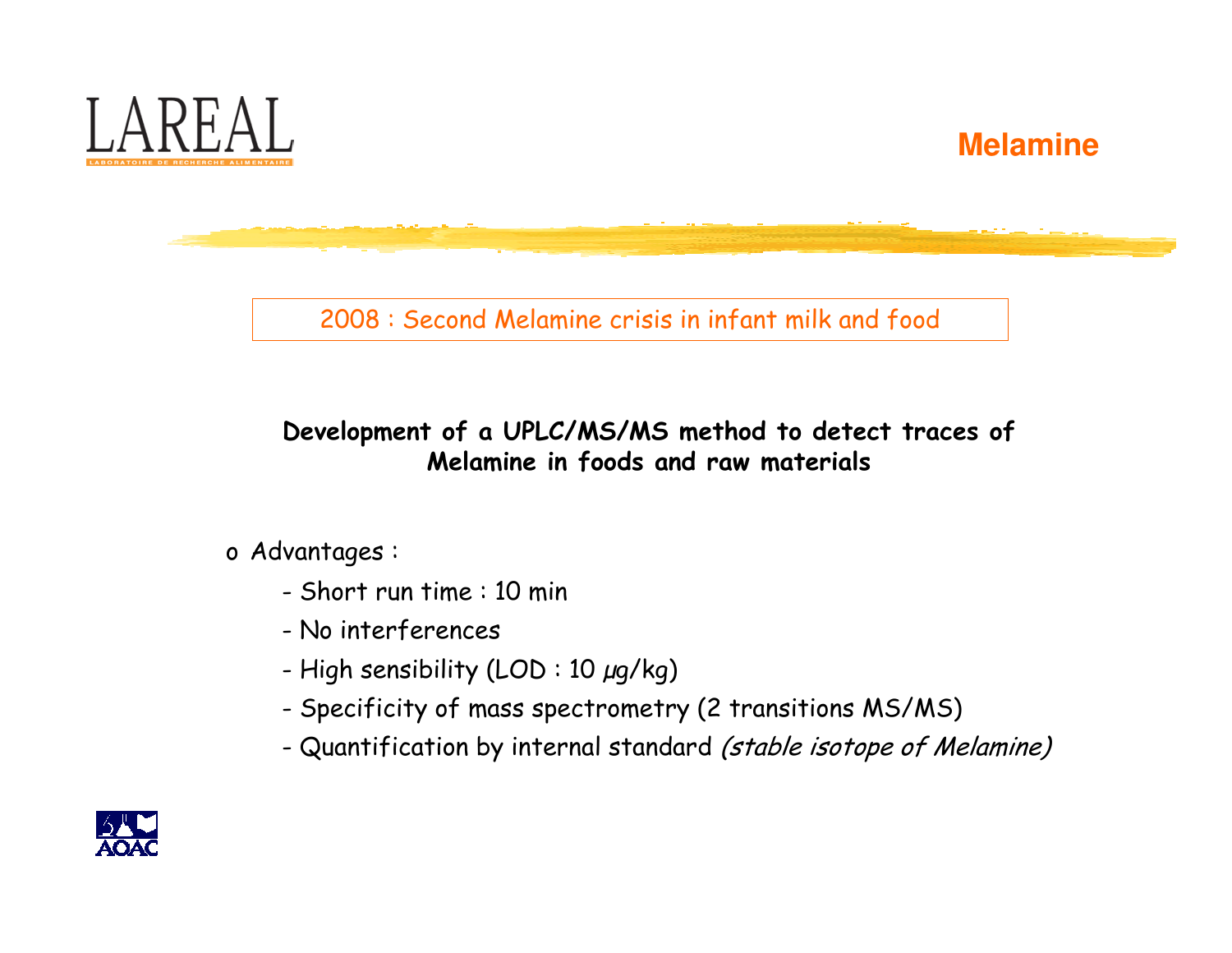# Melamine

2008 : Second Melamine crisis in infant milk and food

**Development of a UPLC/MS/MS method to detect traces of Melamine in foods and raw materials**

- Advantages :
  - Short run time : 10 min
  - No interferences
  - High sensibility (LOD : 10 µg/kg)
  - Specificity of mass spectrometry (2 transitions MS/MS)
  - Quantification by internal standard *(stable isotope of Melamine)*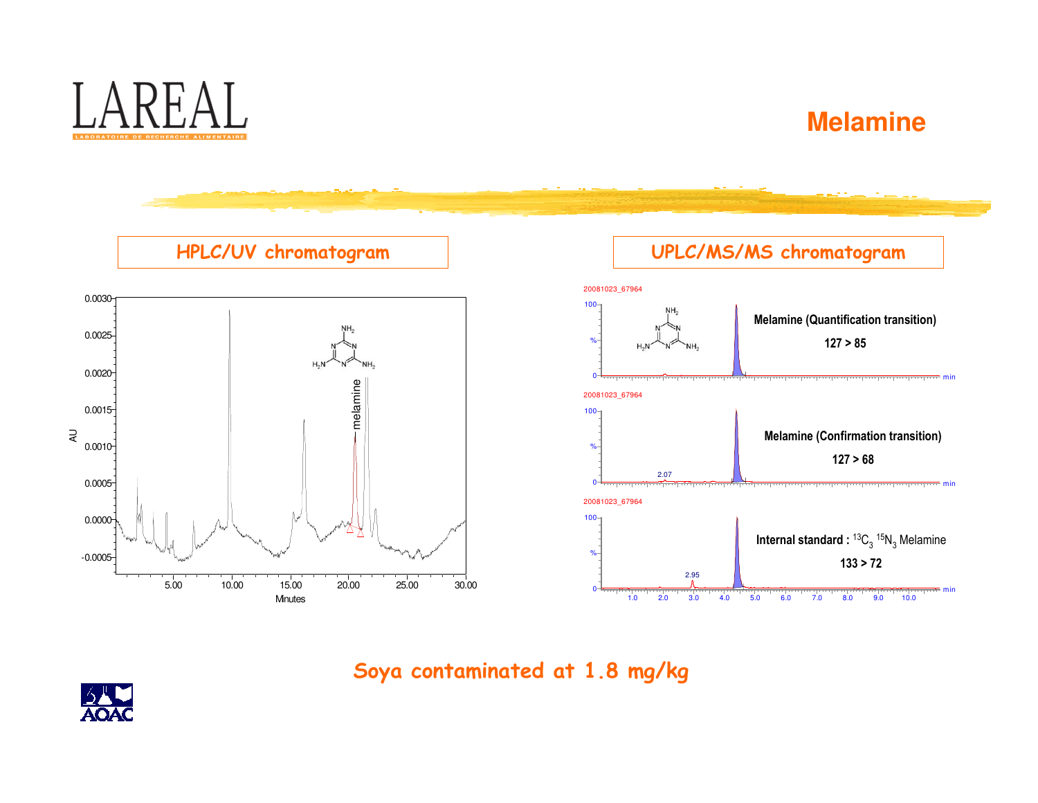# Melamine

## HPLC/UV chromatogram

## UPLC/MS/MS chromatogram

Melamine (Quantification transition)

127 > 85

Melamine (Confirmation transition)

127 > 68

Internal standard : $^{13}C_3$ $^{15}N_3$ Melamine

133 > 72

**Soya contaminated at 1.8 mg/kg**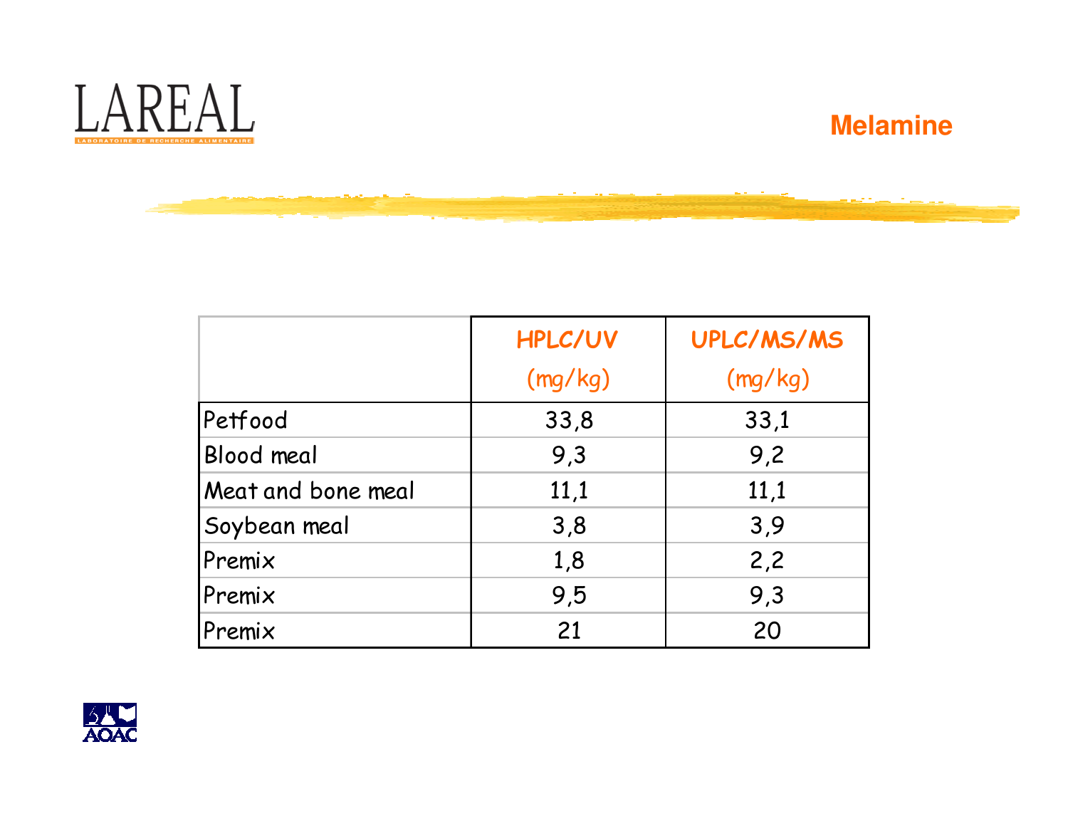# Melamine

| | HPLC/UV (mg/kg) | UPLC/MS/MS (mg/kg) |
|---|---|---|
| Petfood | 33,8 | 33,1 |
| Blood meal | 9,3 | 9,2 |
| Meat and bone meal | 11,1 | 11,1 |
| Soybean meal | 3,8 | 3,9 |
| Premix | 1,8 | 2,2 |
| Premix | 9,5 | 9,3 |
| Premix | 21 | 20 |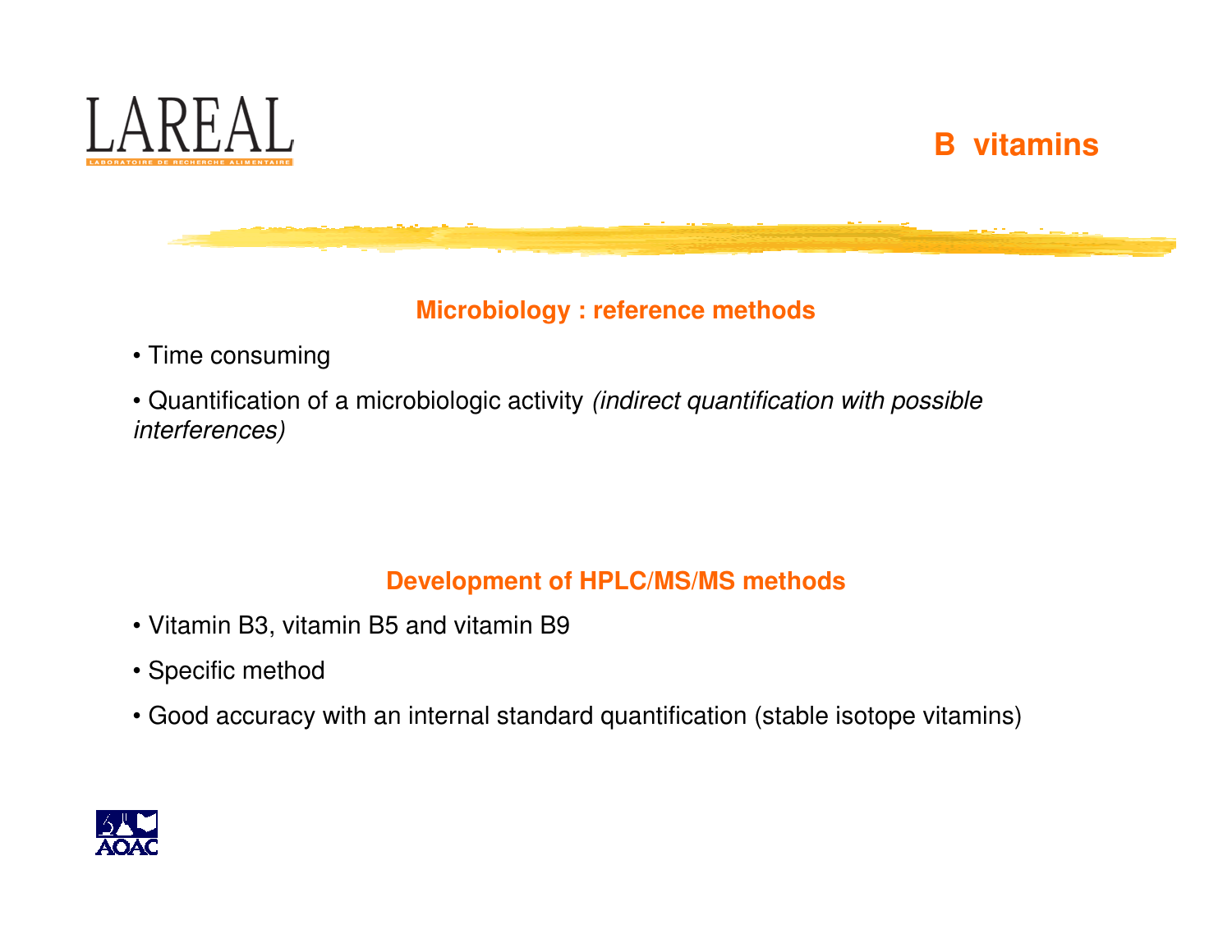# B vitamins

## Microbiology : reference methods

- Time consuming
- Quantification of a microbiologic activity *(indirect quantification with possible interferences)*

## Development of HPLC/MS/MS methods

- Vitamin B3, vitamin B5 and vitamin B9
- Specific method
- Good accuracy with an internal standard quantification (stable isotope vitamins)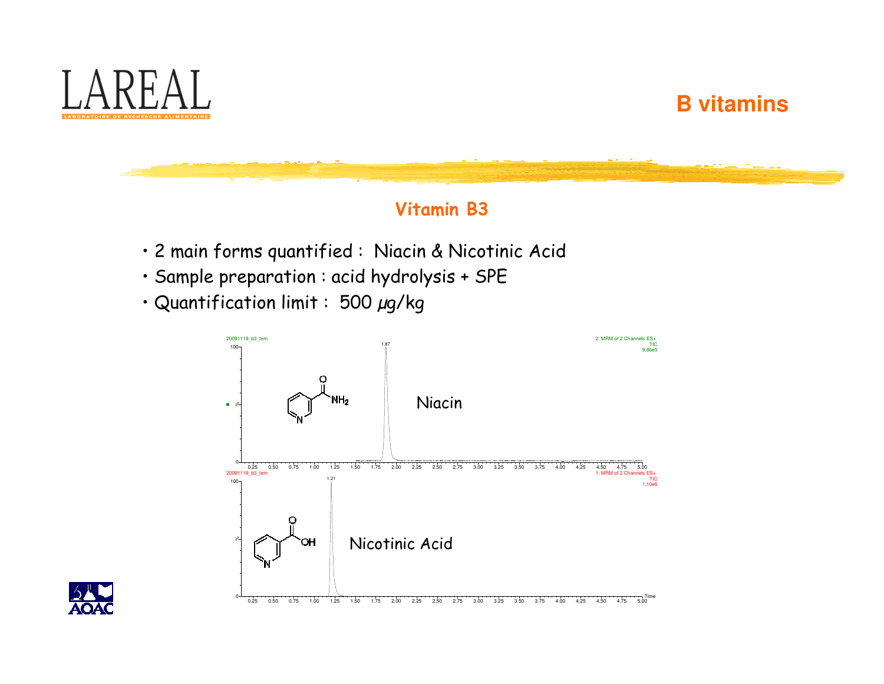# B vitamins

## Vitamin B3

- 2 main forms quantified : Niacin & Nicotinic Acid
- Sample preparation : acid hydrolysis + SPE
- Quantification limit : 500 µg/kg

Niacin

Nicotinic Acid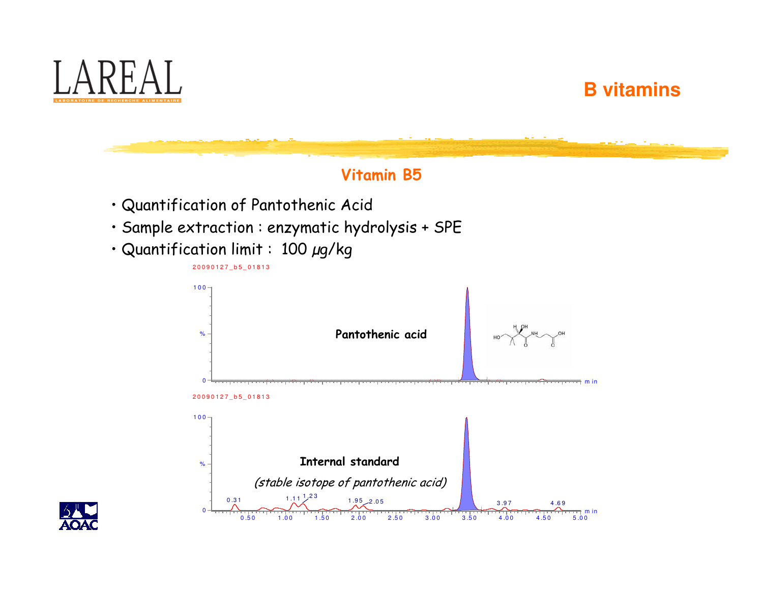# B vitamins

## Vitamin B5

- Quantification of Pantothenic Acid
- Sample extraction : enzymatic hydrolysis + SPE
- Quantification limit : 100 µg/kg

20090127_b5_01813

Pantothenic acid

20090127_b5_01813

Internal standard

*(stable isotope of pantothenic acid)*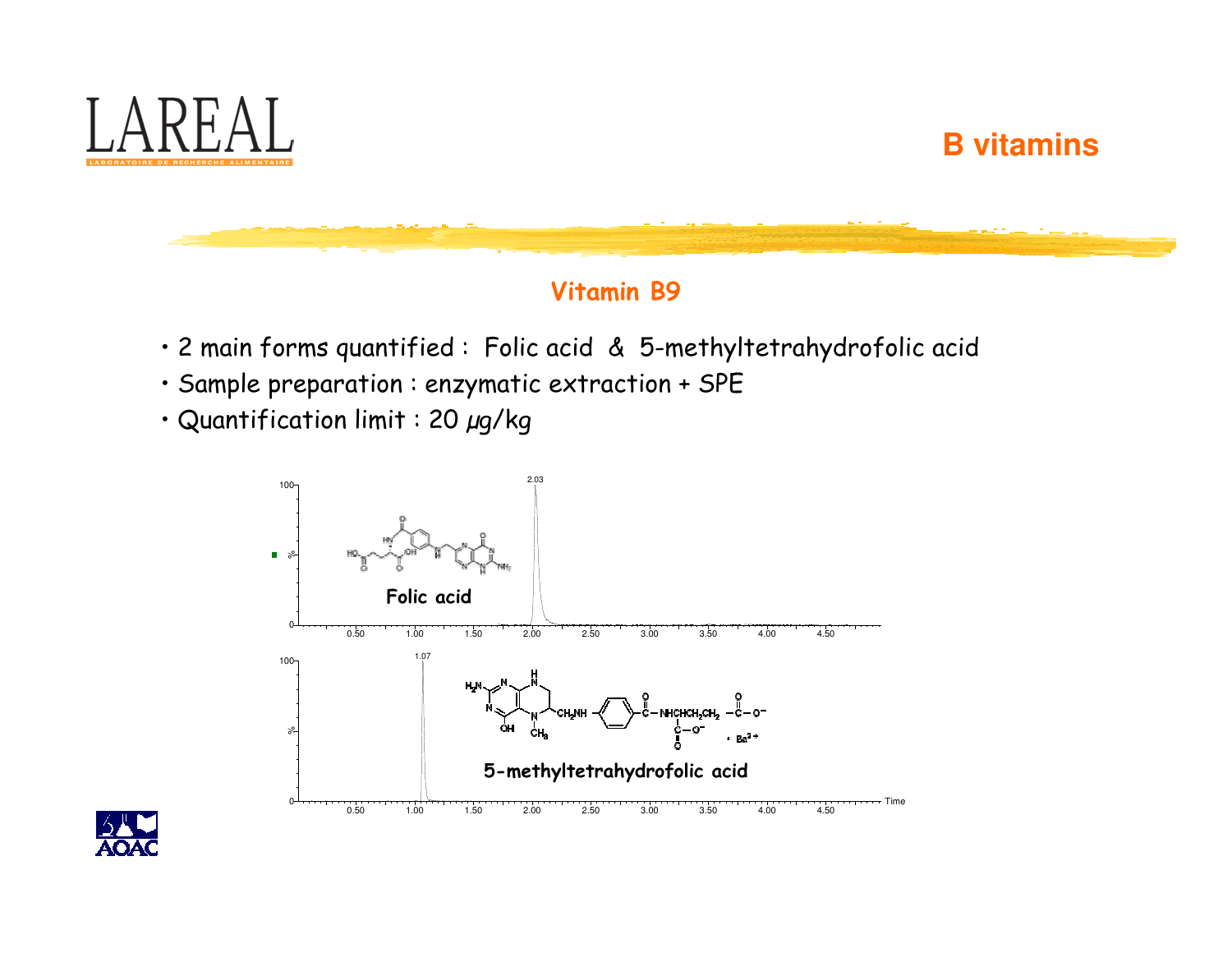# B vitamins

## Vitamin B9

- 2 main forms quantified : Folic acid & 5-methyltetrahydrofolic acid
- Sample preparation : enzymatic extraction + SPE
- Quantification limit : 20 µg/kg

**Folic acid**

**5-methyltetrahydrofolic acid**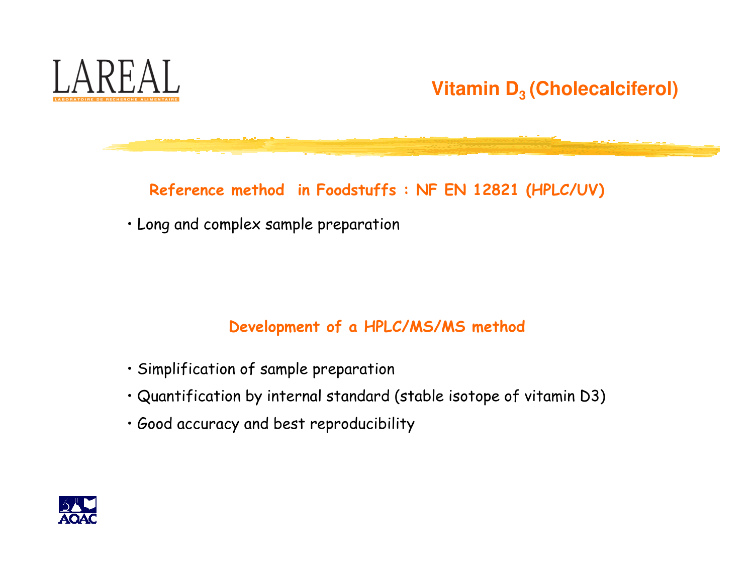# Vitamin $D_3$ (Cholecalciferol)

## Reference method in Foodstuffs : NF EN 12821 (HPLC/UV)

- Long and complex sample preparation

## Development of a HPLC/MS/MS method

- Simplification of sample preparation
- Quantification by internal standard (stable isotope of vitamin D3)
- Good accuracy and best reproducibility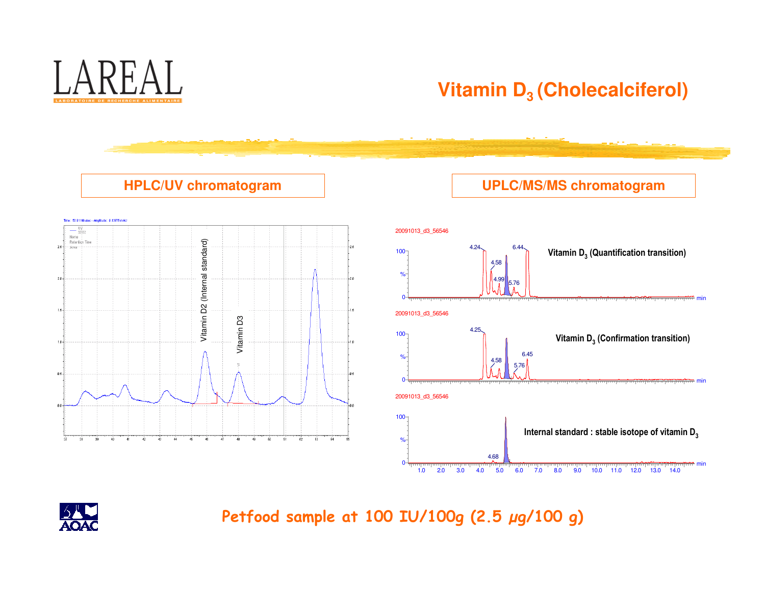# Vitamin $D_3$ (Cholecalciferol)

## HPLC/UV chromatogram

## UPLC/MS/MS chromatogram

Vitamin D2 (Internal standard)

Vitamin D3

Vitamin $D_3$ (Quantification transition)

Vitamin $D_3$ (Confirmation transition)

Internal standard : stable isotope of vitamin $D_3$

**Petfood sample at 100 IU/100g (2.5 µg/100 g)**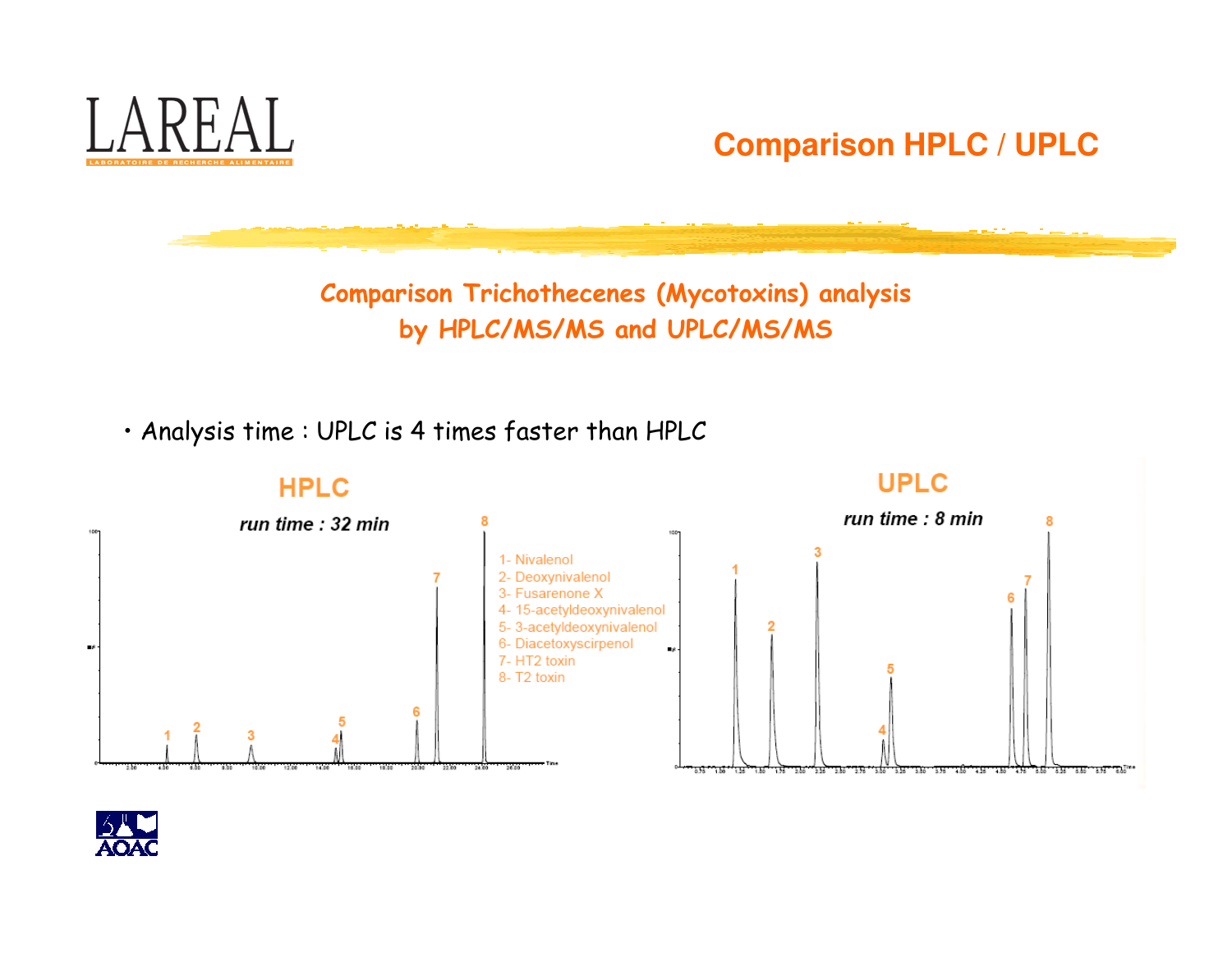## Comparison HPLC / UPLC

### Comparison Trichothecenes (Mycotoxins) analysis by HPLC/MS/MS and UPLC/MS/MS

- Analysis time : UPLC is 4 times faster than HPLC

**HPLC**

*run time : 32 min*

1- Nivalenol
2- Deoxynivalenol
3- Fusarenone X
4- 15-acetyldeoxynivalenol
5- 3-acetyldeoxynivalenol
6- Diacetoxyscirpenol
7- HT2 toxin
8- T2 toxin

**UPLC**

*run time : 8 min*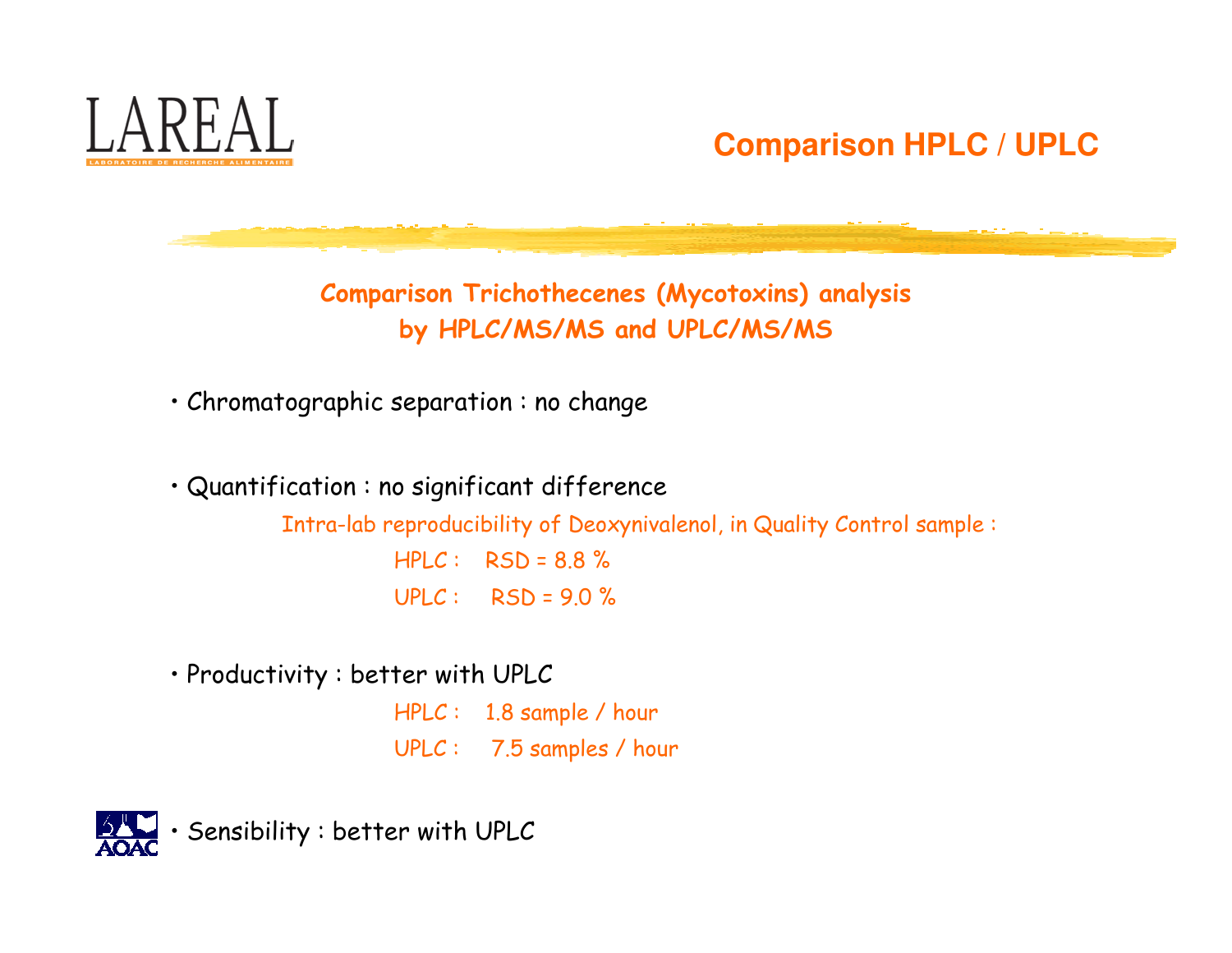# Comparison HPLC / UPLC

## Comparison Trichothecenes (Mycotoxins) analysis by HPLC/MS/MS and UPLC/MS/MS

- Chromatographic separation : no change

- Quantification : no significant difference

  Intra-lab reproducibility of Deoxynivalenol, in Quality Control sample :

  HPLC : RSD = 8.8 %

  UPLC : RSD = 9.0 %

- Productivity : better with UPLC

  HPLC : 1.8 sample / hour

  UPLC : 7.5 samples / hour

- Sensibility : better with UPLC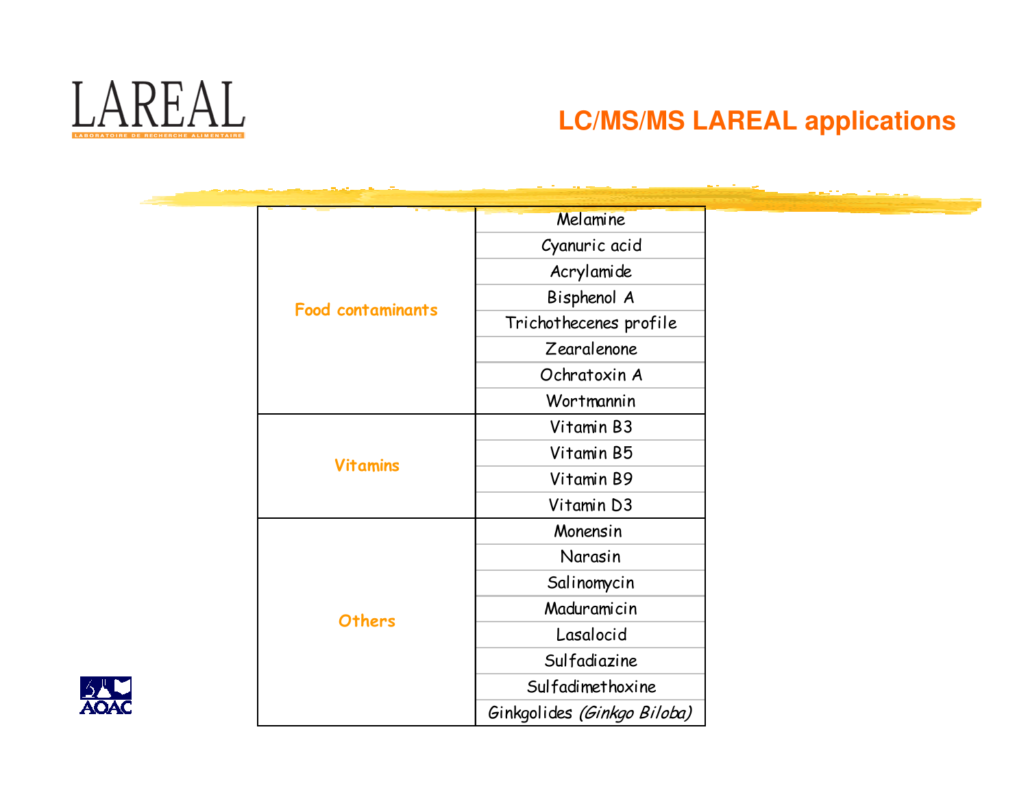# LC/MS/MS LAREAL applications

| Category | Compound |
|---|---|
| Food contaminants | Melamine |
| | Cyanuric acid |
| | Acrylamide |
| | Bisphenol A |
| | Trichothecenes profile |
| | Zearalenone |
| | Ochratoxin A |
| | Wortmannin |
| Vitamins | Vitamin B3 |
| | Vitamin B5 |
| | Vitamin B9 |
| | Vitamin D3 |
| Others | Monensin |
| | Narasin |
| | Salinomycin |
| | Maduramicin |
| | Lasalocid |
| | Sulfadiazine |
| | Sulfadimethoxine |
| | Ginkgolides *(Ginkgo Biloba)* |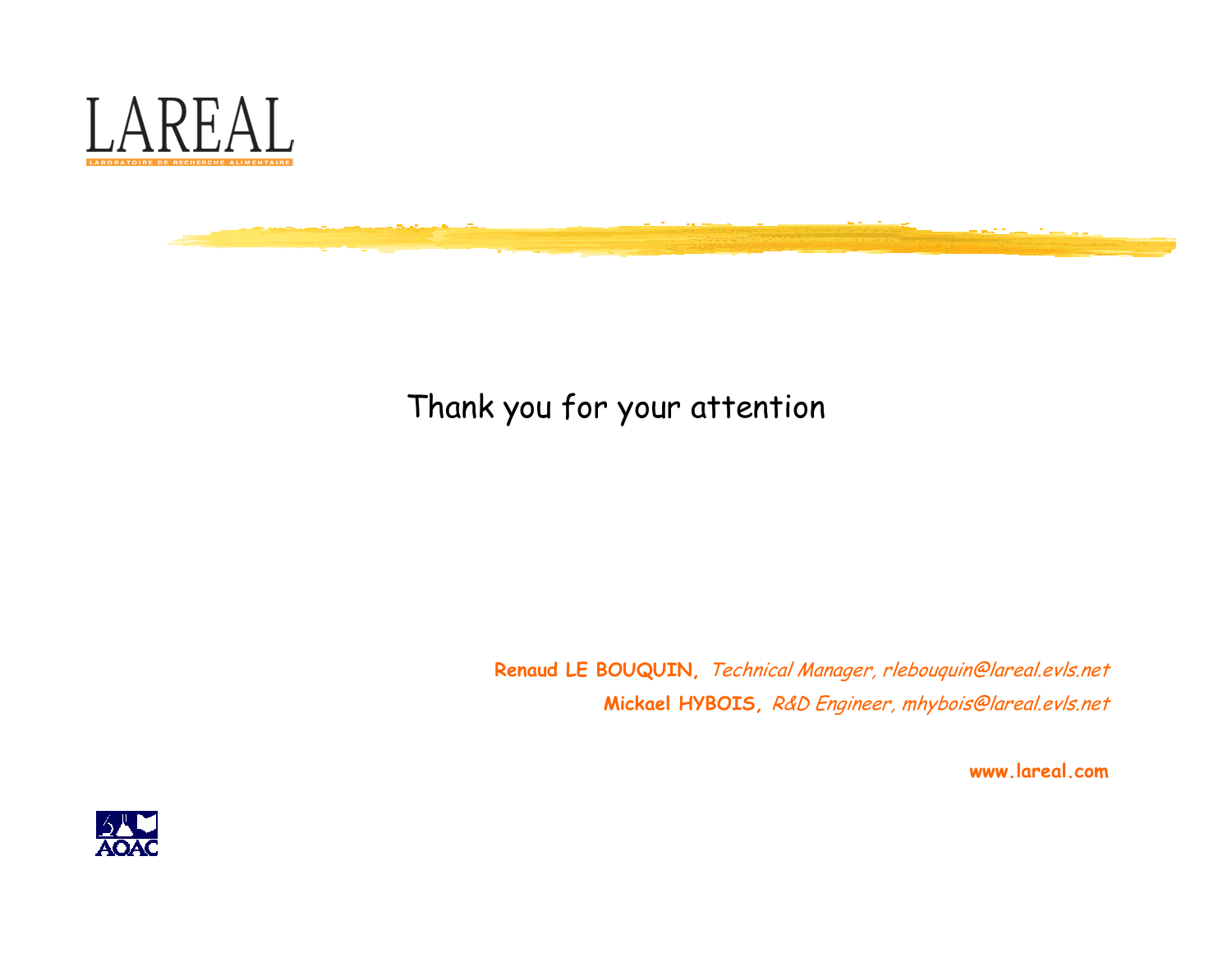LAREAL

LABORATOIRE DE RECHERCHE ALIMENTAIRE

Thank you for your attention

**Renaud LE BOUQUIN,** *Technical Manager, rlebouquin@lareal.evls.net*

**Mickael HYBOIS,** *R&D Engineer, mhybois@lareal.evls.net*

**www.lareal.com**

AOAC